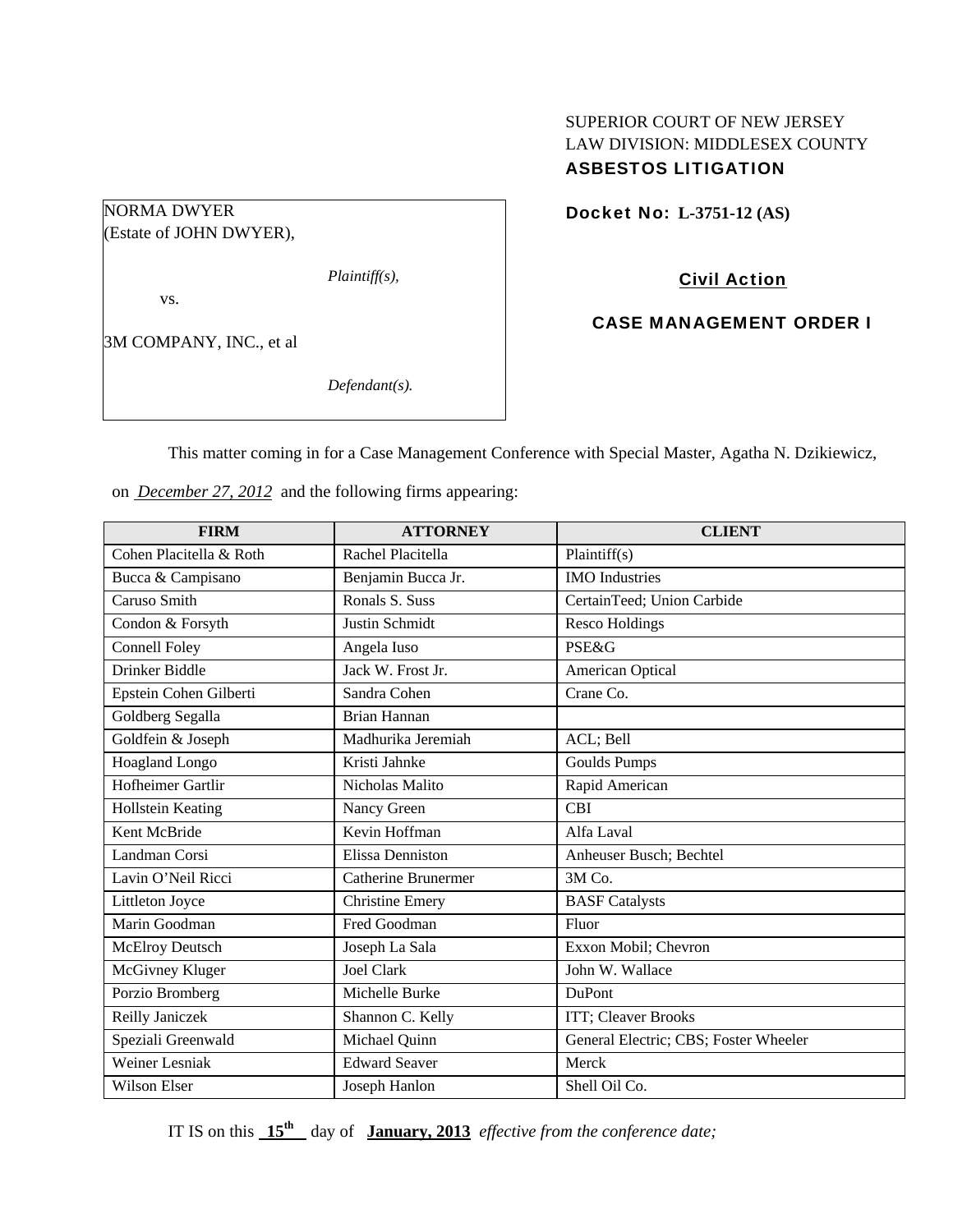SUPERIOR COURT OF NEW JERSEY
LAW DIVISION: MIDDLESEX COUNTY
**ASBESTOS LITIGATION**

NORMA DWYER
(Estate of JOHN DWYER),

*Plaintiff(s),*

vs.

3M COMPANY, INC., et al

*Defendant(s).*

**Docket No: L-3751-12 (AS)**

**Civil Action**

**CASE MANAGEMENT ORDER I**

This matter coming in for a Case Management Conference with Special Master, Agatha N. Dzikiewicz, on *December 27, 2012* and the following firms appearing:

| FIRM | ATTORNEY | CLIENT |
|---|---|---|
| Cohen Placitella & Roth | Rachel Placitella | Plaintiff(s) |
| Bucca & Campisano | Benjamin Bucca Jr. | IMO Industries |
| Caruso Smith | Ronals S. Suss | CertainTeed; Union Carbide |
| Condon & Forsyth | Justin Schmidt | Resco Holdings |
| Connell Foley | Angela Iuso | PSE&G |
| Drinker Biddle | Jack W. Frost Jr. | American Optical |
| Epstein Cohen Gilberti | Sandra Cohen | Crane Co. |
| Goldberg Segalla | Brian Hannan | |
| Goldfein & Joseph | Madhurika Jeremiah | ACL; Bell |
| Hoagland Longo | Kristi Jahnke | Goulds Pumps |
| Hofheimer Gartlir | Nicholas Malito | Rapid American |
| Hollstein Keating | Nancy Green | CBI |
| Kent McBride | Kevin Hoffman | Alfa Laval |
| Landman Corsi | Elissa Denniston | Anheuser Busch; Bechtel |
| Lavin O'Neil Ricci | Catherine Brunermer | 3M Co. |
| Littleton Joyce | Christine Emery | BASF Catalysts |
| Marin Goodman | Fred Goodman | Fluor |
| McElroy Deutsch | Joseph La Sala | Exxon Mobil; Chevron |
| McGivney Kluger | Joel Clark | John W. Wallace |
| Porzio Bromberg | Michelle Burke | DuPont |
| Reilly Janiczek | Shannon C. Kelly | ITT; Cleaver Brooks |
| Speziali Greenwald | Michael Quinn | General Electric; CBS; Foster Wheeler |
| Weiner Lesniak | Edward Seaver | Merck |
| Wilson Elser | Joseph Hanlon | Shell Oil Co. |

IT IS on this **15th** day of **January, 2013** *effective from the conference date;*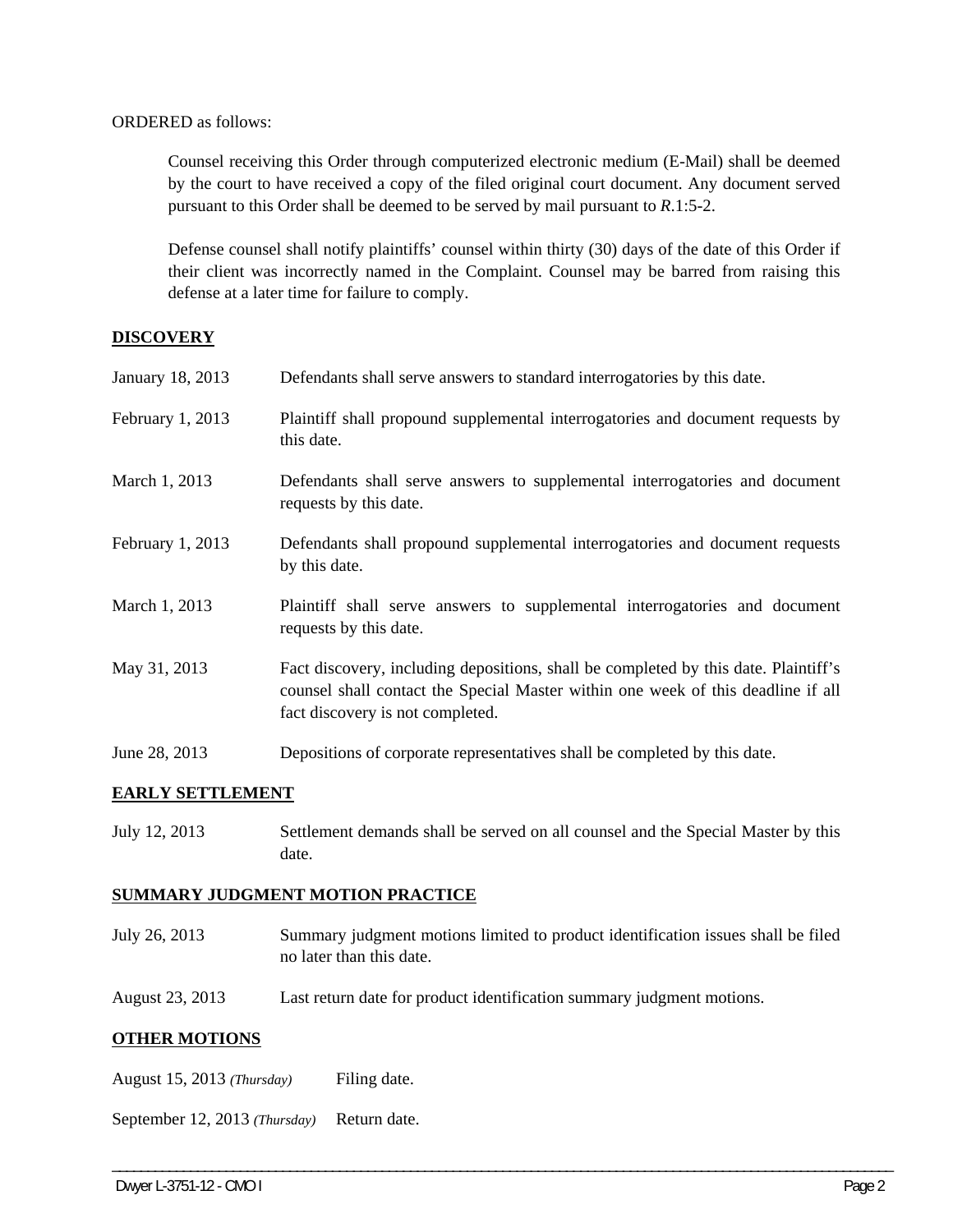ORDERED as follows:

Counsel receiving this Order through computerized electronic medium (E-Mail) shall be deemed by the court to have received a copy of the filed original court document. Any document served pursuant to this Order shall be deemed to be served by mail pursuant to *R*.1:5-2.

Defense counsel shall notify plaintiffs' counsel within thirty (30) days of the date of this Order if their client was incorrectly named in the Complaint. Counsel may be barred from raising this defense at a later time for failure to comply.

**DISCOVERY**

| | |
|---|---|
| January 18, 2013 | Defendants shall serve answers to standard interrogatories by this date. |
| February 1, 2013 | Plaintiff shall propound supplemental interrogatories and document requests by this date. |
| March 1, 2013 | Defendants shall serve answers to supplemental interrogatories and document requests by this date. |
| February 1, 2013 | Defendants shall propound supplemental interrogatories and document requests by this date. |
| March 1, 2013 | Plaintiff shall serve answers to supplemental interrogatories and document requests by this date. |
| May 31, 2013 | Fact discovery, including depositions, shall be completed by this date. Plaintiff's counsel shall contact the Special Master within one week of this deadline if all fact discovery is not completed. |
| June 28, 2013 | Depositions of corporate representatives shall be completed by this date. |

**EARLY SETTLEMENT**

| | |
|---|---|
| July 12, 2013 | Settlement demands shall be served on all counsel and the Special Master by this date. |

**SUMMARY JUDGMENT MOTION PRACTICE**

| | |
|---|---|
| July 26, 2013 | Summary judgment motions limited to product identification issues shall be filed no later than this date. |
| August 23, 2013 | Last return date for product identification summary judgment motions. |

**OTHER MOTIONS**

| | |
|---|---|
| August 15, 2013 *(Thursday)* | Filing date. |
| September 12, 2013 *(Thursday)* | Return date. |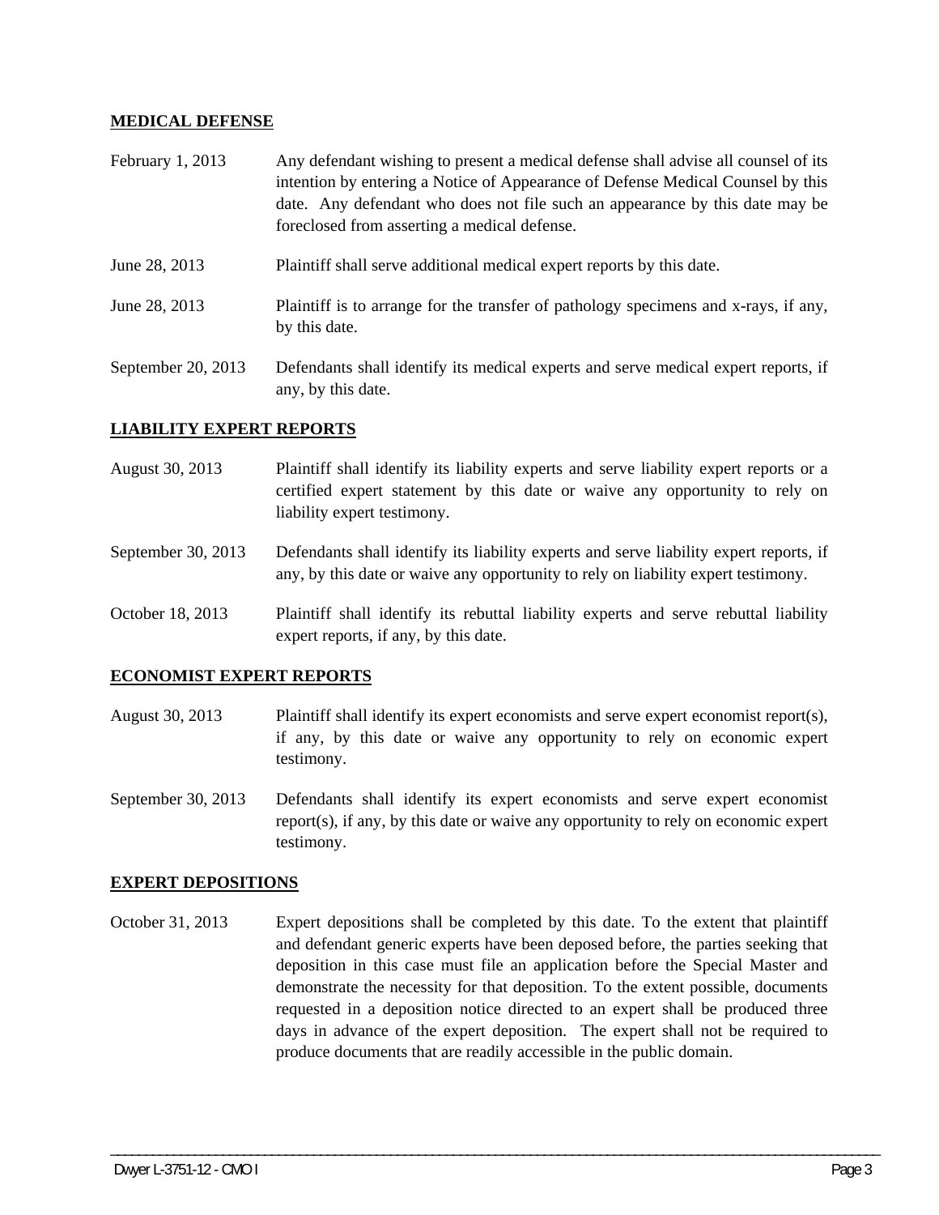**MEDICAL DEFENSE**

| | |
|---|---|
| February 1, 2013 | Any defendant wishing to present a medical defense shall advise all counsel of its intention by entering a Notice of Appearance of Defense Medical Counsel by this date. Any defendant who does not file such an appearance by this date may be foreclosed from asserting a medical defense. |
| June 28, 2013 | Plaintiff shall serve additional medical expert reports by this date. |
| June 28, 2013 | Plaintiff is to arrange for the transfer of pathology specimens and x-rays, if any, by this date. |
| September 20, 2013 | Defendants shall identify its medical experts and serve medical expert reports, if any, by this date. |

**LIABILITY EXPERT REPORTS**

| | |
|---|---|
| August 30, 2013 | Plaintiff shall identify its liability experts and serve liability expert reports or a certified expert statement by this date or waive any opportunity to rely on liability expert testimony. |
| September 30, 2013 | Defendants shall identify its liability experts and serve liability expert reports, if any, by this date or waive any opportunity to rely on liability expert testimony. |
| October 18, 2013 | Plaintiff shall identify its rebuttal liability experts and serve rebuttal liability expert reports, if any, by this date. |

**ECONOMIST EXPERT REPORTS**

| | |
|---|---|
| August 30, 2013 | Plaintiff shall identify its expert economists and serve expert economist report(s), if any, by this date or waive any opportunity to rely on economic expert testimony. |
| September 30, 2013 | Defendants shall identify its expert economists and serve expert economist report(s), if any, by this date or waive any opportunity to rely on economic expert testimony. |

**EXPERT DEPOSITIONS**

| | |
|---|---|
| October 31, 2013 | Expert depositions shall be completed by this date. To the extent that plaintiff and defendant generic experts have been deposed before, the parties seeking that deposition in this case must file an application before the Special Master and demonstrate the necessity for that deposition. To the extent possible, documents requested in a deposition notice directed to an expert shall be produced three days in advance of the expert deposition. The expert shall not be required to produce documents that are readily accessible in the public domain. |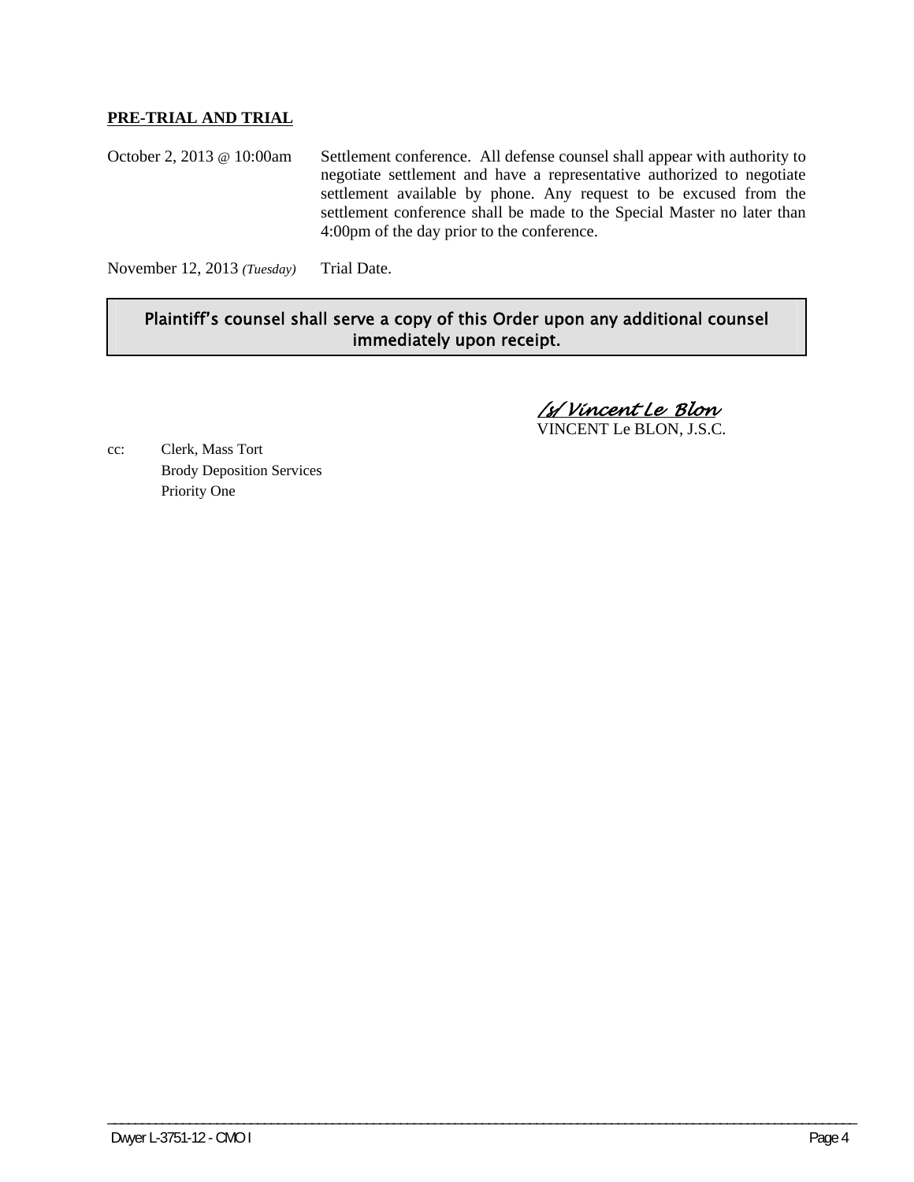**PRE-TRIAL AND TRIAL**

| | |
|---|---|
| October 2, 2013 @ 10:00am | Settlement conference. All defense counsel shall appear with authority to negotiate settlement and have a representative authorized to negotiate settlement available by phone. Any request to be excused from the settlement conference shall be made to the Special Master no later than 4:00pm of the day prior to the conference. |
| November 12, 2013 *(Tuesday)* | Trial Date. |

**Plaintiff's counsel shall serve a copy of this Order upon any additional counsel immediately upon receipt.**

*/s/ Vincent Le Blon*
VINCENT Le BLON, J.S.C.

cc: Clerk, Mass Tort
Brody Deposition Services
Priority One